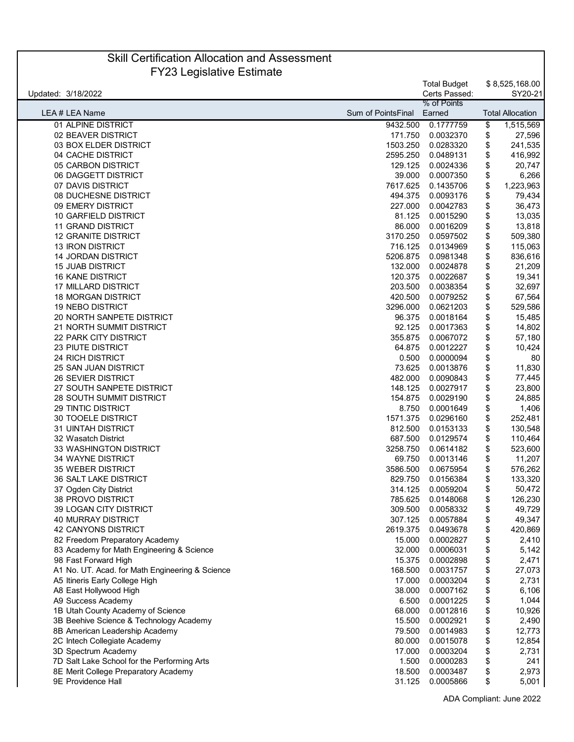# Skill Certification Allocation and Assessment

## FY23 Legislative Estimate

Updated: 3/18/2022

Total Budget: $ 8,525,168.00

Certs Passed: SY20-21

| LEA # | LEA Name | Sum of PointsFinal | % of Points Earned | Total Allocation |
|---|---|---|---|---|
| 01 | ALPINE DISTRICT | 9432.500 | 0.1777759 | $ 1,515,569 |
| 02 | BEAVER DISTRICT | 171.750 | 0.0032370 | $ 27,596 |
| 03 | BOX ELDER DISTRICT | 1503.250 | 0.0283320 | $ 241,535 |
| 04 | CACHE DISTRICT | 2595.250 | 0.0489131 | $ 416,992 |
| 05 | CARBON DISTRICT | 129.125 | 0.0024336 | $ 20,747 |
| 06 | DAGGETT DISTRICT | 39.000 | 0.0007350 | $ 6,266 |
| 07 | DAVIS DISTRICT | 7617.625 | 0.1435706 | $ 1,223,963 |
| 08 | DUCHESNE DISTRICT | 494.375 | 0.0093176 | $ 79,434 |
| 09 | EMERY DISTRICT | 227.000 | 0.0042783 | $ 36,473 |
| 10 | GARFIELD DISTRICT | 81.125 | 0.0015290 | $ 13,035 |
| 11 | GRAND DISTRICT | 86.000 | 0.0016209 | $ 13,818 |
| 12 | GRANITE DISTRICT | 3170.250 | 0.0597502 | $ 509,380 |
| 13 | IRON DISTRICT | 716.125 | 0.0134969 | $ 115,063 |
| 14 | JORDAN DISTRICT | 5206.875 | 0.0981348 | $ 836,616 |
| 15 | JUAB DISTRICT | 132.000 | 0.0024878 | $ 21,209 |
| 16 | KANE DISTRICT | 120.375 | 0.0022687 | $ 19,341 |
| 17 | MILLARD DISTRICT | 203.500 | 0.0038354 | $ 32,697 |
| 18 | MORGAN DISTRICT | 420.500 | 0.0079252 | $ 67,564 |
| 19 | NEBO DISTRICT | 3296.000 | 0.0621203 | $ 529,586 |
| 20 | NORTH SANPETE DISTRICT | 96.375 | 0.0018164 | $ 15,485 |
| 21 | NORTH SUMMIT DISTRICT | 92.125 | 0.0017363 | $ 14,802 |
| 22 | PARK CITY DISTRICT | 355.875 | 0.0067072 | $ 57,180 |
| 23 | PIUTE DISTRICT | 64.875 | 0.0012227 | $ 10,424 |
| 24 | RICH DISTRICT | 0.500 | 0.0000094 | $ 80 |
| 25 | SAN JUAN DISTRICT | 73.625 | 0.0013876 | $ 11,830 |
| 26 | SEVIER DISTRICT | 482.000 | 0.0090843 | $ 77,445 |
| 27 | SOUTH SANPETE DISTRICT | 148.125 | 0.0027917 | $ 23,800 |
| 28 | SOUTH SUMMIT DISTRICT | 154.875 | 0.0029190 | $ 24,885 |
| 29 | TINTIC DISTRICT | 8.750 | 0.0001649 | $ 1,406 |
| 30 | TOOELE DISTRICT | 1571.375 | 0.0296160 | $ 252,481 |
| 31 | UINTAH DISTRICT | 812.500 | 0.0153133 | $ 130,548 |
| 32 | Wasatch District | 687.500 | 0.0129574 | $ 110,464 |
| 33 | WASHINGTON DISTRICT | 3258.750 | 0.0614182 | $ 523,600 |
| 34 | WAYNE DISTRICT | 69.750 | 0.0013146 | $ 11,207 |
| 35 | WEBER DISTRICT | 3586.500 | 0.0675954 | $ 576,262 |
| 36 | SALT LAKE DISTRICT | 829.750 | 0.0156384 | $ 133,320 |
| 37 | Ogden City District | 314.125 | 0.0059204 | $ 50,472 |
| 38 | PROVO DISTRICT | 785.625 | 0.0148068 | $ 126,230 |
| 39 | LOGAN CITY DISTRICT | 309.500 | 0.0058332 | $ 49,729 |
| 40 | MURRAY DISTRICT | 307.125 | 0.0057884 | $ 49,347 |
| 42 | CANYONS DISTRICT | 2619.375 | 0.0493678 | $ 420,869 |
| 82 | Freedom Preparatory Academy | 15.000 | 0.0002827 | $ 2,410 |
| 83 | Academy for Math Engineering & Science | 32.000 | 0.0006031 | $ 5,142 |
| 98 | Fast Forward High | 15.375 | 0.0002898 | $ 2,471 |
| A1 | No. UT. Acad. for Math Engineering & Science | 168.500 | 0.0031757 | $ 27,073 |
| A5 | Itineris Early College High | 17.000 | 0.0003204 | $ 2,731 |
| A8 | East Hollywood High | 38.000 | 0.0007162 | $ 6,106 |
| A9 | Success Academy | 6.500 | 0.0001225 | $ 1,044 |
| 1B | Utah County Academy of Science | 68.000 | 0.0012816 | $ 10,926 |
| 3B | Beehive Science & Technology Academy | 15.500 | 0.0002921 | $ 2,490 |
| 8B | American Leadership Academy | 79.500 | 0.0014983 | $ 12,773 |
| 2C | Intech Collegiate Academy | 80.000 | 0.0015078 | $ 12,854 |
| 3D | Spectrum Academy | 17.000 | 0.0003204 | $ 2,731 |
| 7D | Salt Lake School for the Performing Arts | 1.500 | 0.0000283 | $ 241 |
| 8E | Merit College Preparatory Academy | 18.500 | 0.0003487 | $ 2,973 |
| 9E | Providence Hall | 31.125 | 0.0005866 | $ 5,001 |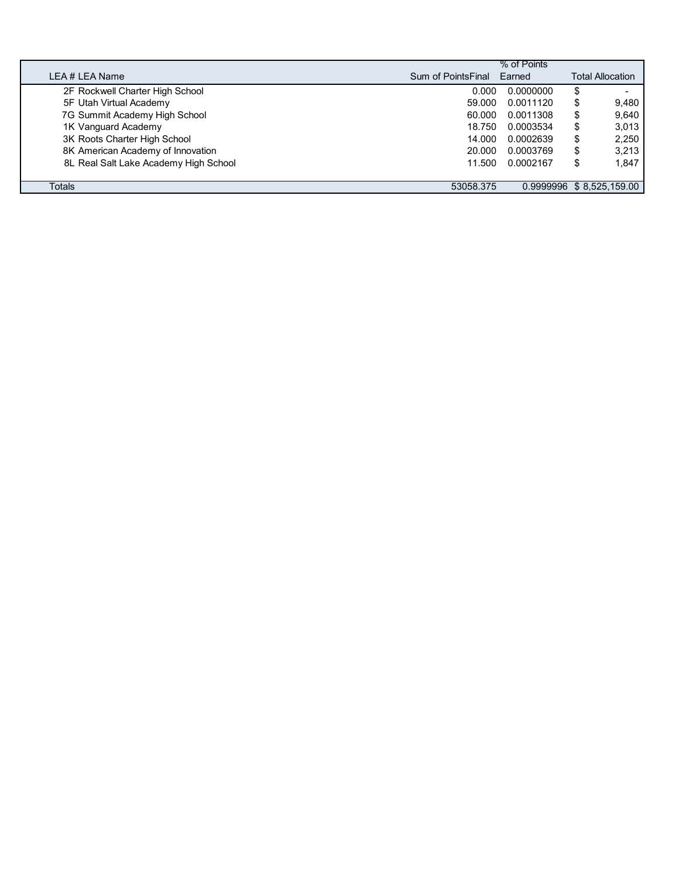| LEA # | LEA Name | Sum of PointsFinal | % of Points Earned | Total Allocation |
|---|---|---|---|---|
| 2F | Rockwell Charter High School | 0.000 | 0.0000000 | $ - |
| 5F | Utah Virtual Academy | 59.000 | 0.0011120 | $ 9,480 |
| 7G | Summit Academy High School | 60.000 | 0.0011308 | $ 9,640 |
| 1K | Vanguard Academy | 18.750 | 0.0003534 | $ 3,013 |
| 3K | Roots Charter High School | 14.000 | 0.0002639 | $ 2,250 |
| 8K | American Academy of Innovation | 20.000 | 0.0003769 | $ 3,213 |
| 8L | Real Salt Lake Academy High School | 11.500 | 0.0002167 | $ 1,847 |
| Totals | | 53058.375 | 0.9999996 | $ 8,525,159.00 |